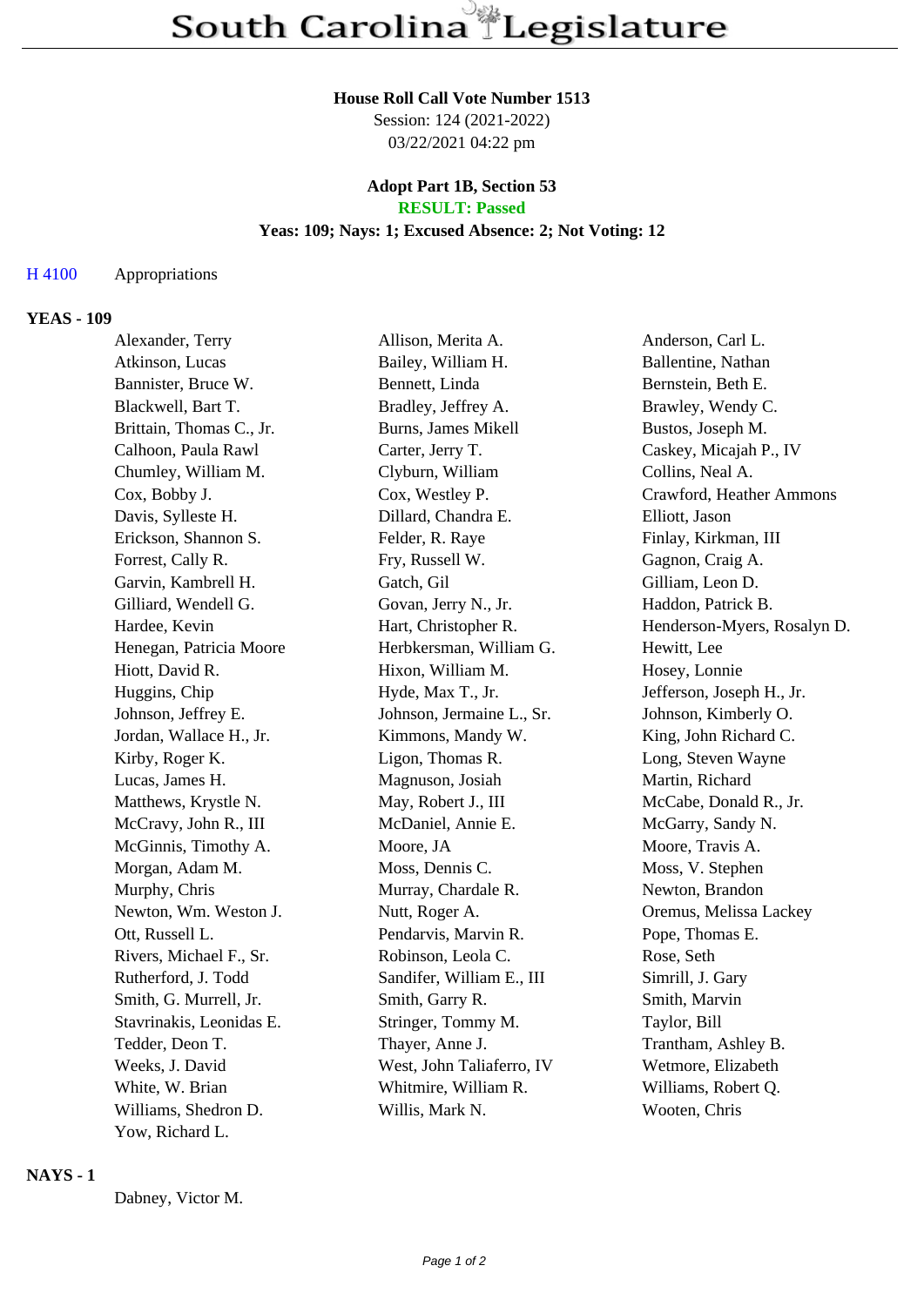# South Carolina Legislature

**House Roll Call Vote Number 1513**
Session: 124 (2021-2022)
03/22/2021 04:22 pm

**Adopt Part 1B, Section 53**
**RESULT: Passed**
**Yeas: 109; Nays: 1; Excused Absence: 2; Not Voting: 12**

H 4100 Appropriations

## YEAS - 109

| | | |
|---|---|---|
| Alexander, Terry | Allison, Merita A. | Anderson, Carl L. |
| Atkinson, Lucas | Bailey, William H. | Ballentine, Nathan |
| Bannister, Bruce W. | Bennett, Linda | Bernstein, Beth E. |
| Blackwell, Bart T. | Bradley, Jeffrey A. | Brawley, Wendy C. |
| Brittain, Thomas C., Jr. | Burns, James Mikell | Bustos, Joseph M. |
| Calhoon, Paula Rawl | Carter, Jerry T. | Caskey, Micajah P., IV |
| Chumley, William M. | Clyburn, William | Collins, Neal A. |
| Cox, Bobby J. | Cox, Westley P. | Crawford, Heather Ammons |
| Davis, Sylleste H. | Dillard, Chandra E. | Elliott, Jason |
| Erickson, Shannon S. | Felder, R. Raye | Finlay, Kirkman, III |
| Forrest, Cally R. | Fry, Russell W. | Gagnon, Craig A. |
| Garvin, Kambrell H. | Gatch, Gil | Gilliam, Leon D. |
| Gilliard, Wendell G. | Govan, Jerry N., Jr. | Haddon, Patrick B. |
| Hardee, Kevin | Hart, Christopher R. | Henderson-Myers, Rosalyn D. |
| Henegan, Patricia Moore | Herbkersman, William G. | Hewitt, Lee |
| Hiott, David R. | Hixon, William M. | Hosey, Lonnie |
| Huggins, Chip | Hyde, Max T., Jr. | Jefferson, Joseph H., Jr. |
| Johnson, Jeffrey E. | Johnson, Jermaine L., Sr. | Johnson, Kimberly O. |
| Jordan, Wallace H., Jr. | Kimmons, Mandy W. | King, John Richard C. |
| Kirby, Roger K. | Ligon, Thomas R. | Long, Steven Wayne |
| Lucas, James H. | Magnuson, Josiah | Martin, Richard |
| Matthews, Krystle N. | May, Robert J., III | McCabe, Donald R., Jr. |
| McCravy, John R., III | McDaniel, Annie E. | McGarry, Sandy N. |
| McGinnis, Timothy A. | Moore, JA | Moore, Travis A. |
| Morgan, Adam M. | Moss, Dennis C. | Moss, V. Stephen |
| Murphy, Chris | Murray, Chardale R. | Newton, Brandon |
| Newton, Wm. Weston J. | Nutt, Roger A. | Oremus, Melissa Lackey |
| Ott, Russell L. | Pendarvis, Marvin R. | Pope, Thomas E. |
| Rivers, Michael F., Sr. | Robinson, Leola C. | Rose, Seth |
| Rutherford, J. Todd | Sandifer, William E., III | Simrill, J. Gary |
| Smith, G. Murrell, Jr. | Smith, Garry R. | Smith, Marvin |
| Stavrinakis, Leonidas E. | Stringer, Tommy M. | Taylor, Bill |
| Tedder, Deon T. | Thayer, Anne J. | Trantham, Ashley B. |
| Weeks, J. David | West, John Taliaferro, IV | Wetmore, Elizabeth |
| White, W. Brian | Whitmire, William R. | Williams, Robert Q. |
| Williams, Shedron D. | Willis, Mark N. | Wooten, Chris |
| Yow, Richard L. | | |

## NAYS - 1

Dabney, Victor M.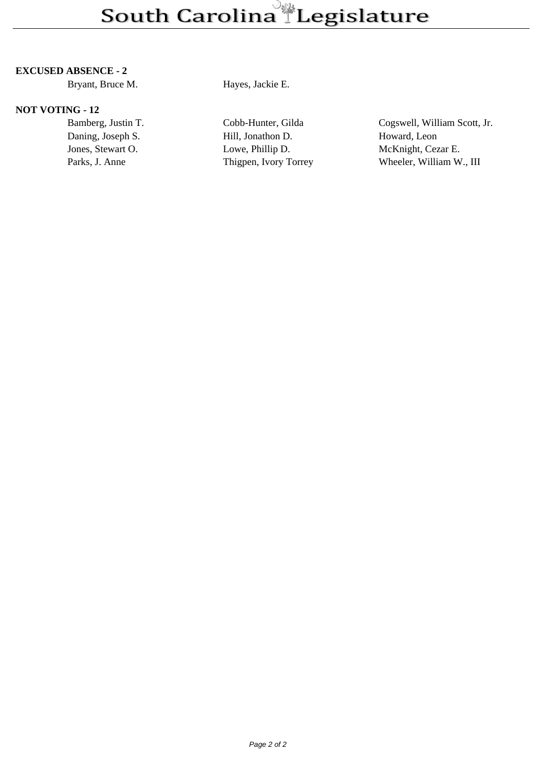**EXCUSED ABSENCE - 2**

| | |
|---|---|
| Bryant, Bruce M. | Hayes, Jackie E. |

**NOT VOTING - 12**

| | | |
|---|---|---|
| Bamberg, Justin T. | Cobb-Hunter, Gilda | Cogswell, William Scott, Jr. |
| Daning, Joseph S. | Hill, Jonathon D. | Howard, Leon |
| Jones, Stewart O. | Lowe, Phillip D. | McKnight, Cezar E. |
| Parks, J. Anne | Thigpen, Ivory Torrey | Wheeler, William W., III |